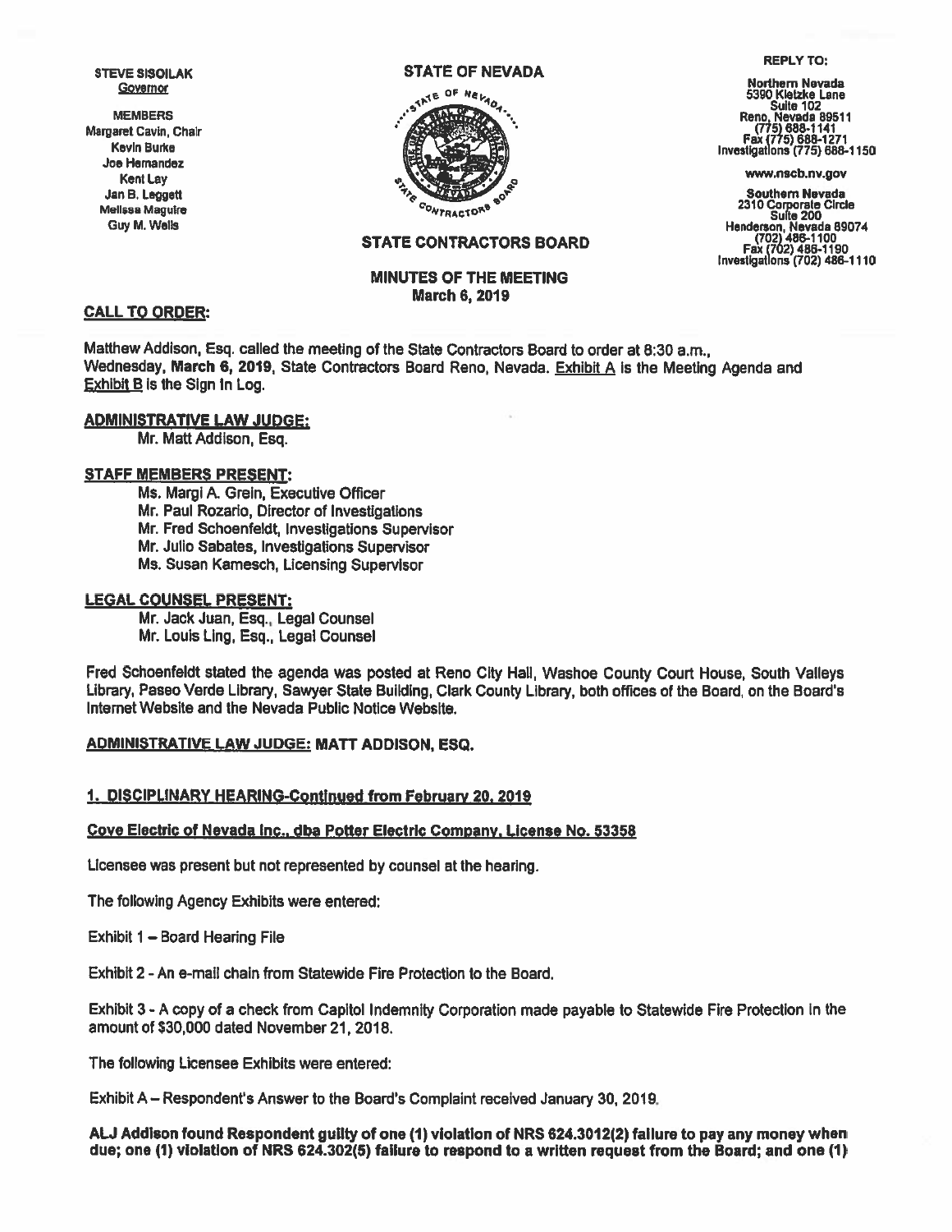STEVE SISOILAK
Governor

MEMBERS
Margaret Cavin, Chair
Kevin Burke
Joe Hernandez
Kent Lay
Jan B. Leggett
Melissa Maguire
Guy M. Wells

# STATE OF NEVADA

## STATE CONTRACTORS BOARD

REPLY TO:

Northern Nevada
5390 Kietzke Lane
Suite 102
Reno, Nevada 89511
(775) 688-1141
Fax (775) 688-1271
Investigations (775) 688-1150

www.nscb.nv.gov

Southern Nevada
2310 Corporate Circle
Suite 200
Henderson, Nevada 89074
(702) 486-1100
Fax (702) 486-1190
Investigations (702) 486-1110

## MINUTES OF THE MEETING
## March 6, 2019

**CALL TO ORDER:**

Matthew Addison, Esq. called the meeting of the State Contractors Board to order at 8:30 a.m., Wednesday, **March 6, 2019**, State Contractors Board Reno, Nevada. Exhibit A is the Meeting Agenda and Exhibit B is the Sign In Log.

**ADMINISTRATIVE LAW JUDGE:**

Mr. Matt Addison, Esq.

**STAFF MEMBERS PRESENT:**

Ms. Margi A. Grein, Executive Officer
Mr. Paul Rozario, Director of Investigations
Mr. Fred Schoenfeldt, Investigations Supervisor
Mr. Julio Sabates, Investigations Supervisor
Ms. Susan Kamesch, Licensing Supervisor

**LEGAL COUNSEL PRESENT:**

Mr. Jack Juan, Esq., Legal Counsel
Mr. Louis Ling, Esq., Legal Counsel

Fred Schoenfeldt stated the agenda was posted at Reno City Hall, Washoe County Court House, South Valleys Library, Paseo Verde Library, Sawyer State Building, Clark County Library, both offices of the Board, on the Board's Internet Website and the Nevada Public Notice Website.

**ADMINISTRATIVE LAW JUDGE: MATT ADDISON, ESQ.**

**1. DISCIPLINARY HEARING-Continued from February 20, 2019**

**Cove Electric of Nevada Inc., dba Potter Electric Company, License No. 53358**

Licensee was present but not represented by counsel at the hearing.

The following Agency Exhibits were entered:

Exhibit 1 – Board Hearing File

Exhibit 2 - An e-mail chain from Statewide Fire Protection to the Board.

Exhibit 3 - A copy of a check from Capitol Indemnity Corporation made payable to Statewide Fire Protection in the amount of $30,000 dated November 21, 2018.

The following Licensee Exhibits were entered:

Exhibit A – Respondent's Answer to the Board's Complaint received January 30, 2019.

**ALJ Addison found Respondent guilty of one (1) violation of NRS 624.3012(2) failure to pay any money when due; one (1) violation of NRS 624.302(5) failure to respond to a written request from the Board; and one (1)**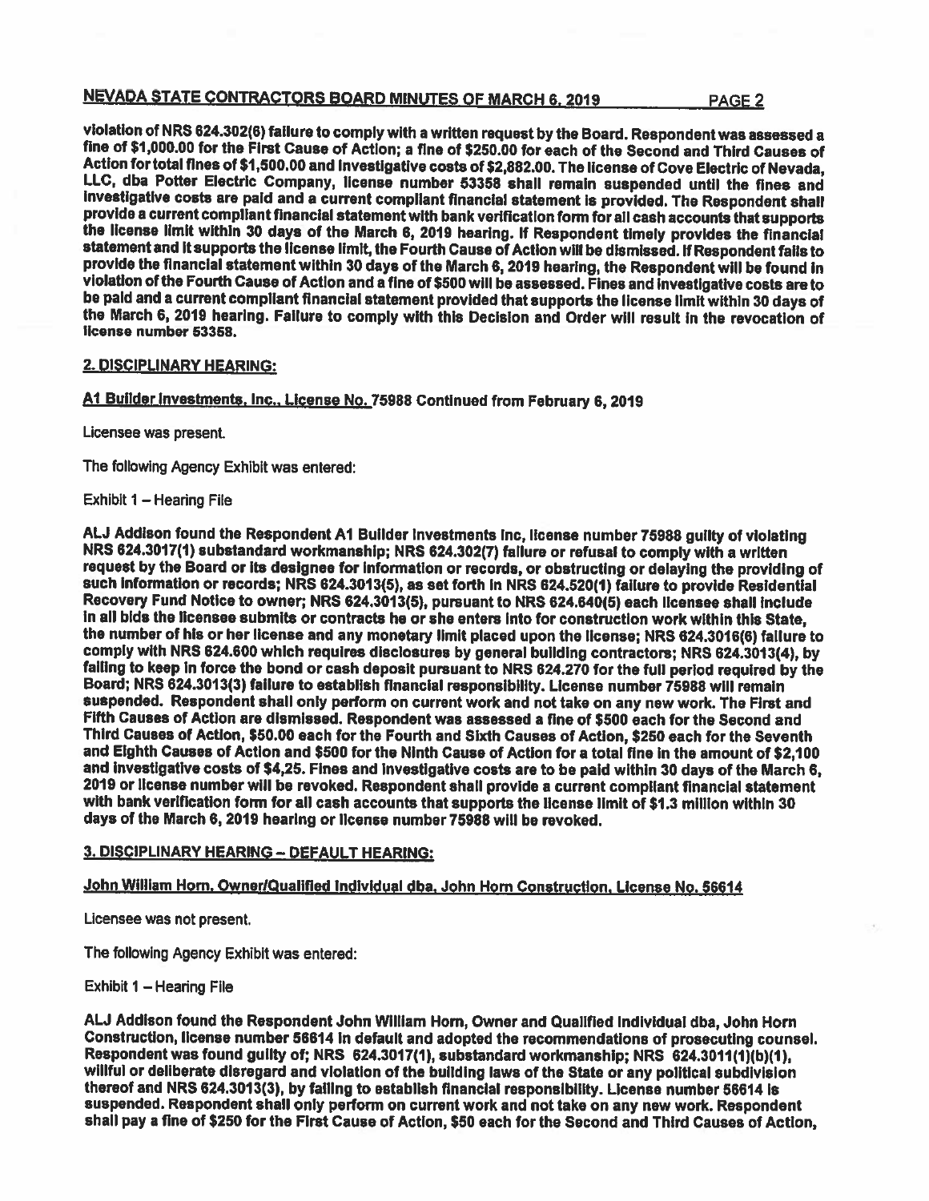violation of NRS 624.302(6) failure to comply with a written request by the Board. Respondent was assessed a fine of $1,000.00 for the First Cause of Action; a fine of $250.00 for each of the Second and Third Causes of Action for total fines of $1,500.00 and Investigative costs of $2,882.00. The license of Cove Electric of Nevada, LLC, dba Potter Electric Company, license number 53358 shall remain suspended until the fines and investigative costs are paid and a current compliant financial statement is provided. The Respondent shall provide a current compliant financial statement with bank verification form for all cash accounts that supports the license limit within 30 days of the March 6, 2019 hearing. If Respondent timely provides the financial statement and it supports the license limit, the Fourth Cause of Action will be dismissed. If Respondent fails to provide the financial statement within 30 days of the March 6, 2019 hearing, the Respondent will be found in violation of the Fourth Cause of Action and a fine of $500 will be assessed. Fines and investigative costs are to be paid and a current compliant financial statement provided that supports the license limit within 30 days of the March 6, 2019 hearing. Failure to comply with this Decision and Order will result in the revocation of license number 53358.

## 2. DISCIPLINARY HEARING:

**A1 Builder Investments, Inc., License No. 75988 Continued from February 6, 2019**

Licensee was present.

The following Agency Exhibit was entered:

Exhibit 1 – Hearing File

ALJ Addison found the Respondent A1 Builder Investments Inc, license number 75988 guilty of violating NRS 624.3017(1) substandard workmanship; NRS 624.302(7) failure or refusal to comply with a written request by the Board or its designee for information or records, or obstructing or delaying the providing of such information or records; NRS 624.3013(5), as set forth in NRS 624.520(1) failure to provide Residential Recovery Fund Notice to owner; NRS 624.3013(5), pursuant to NRS 624.640(5) each licensee shall include in all bids the licensee submits or contracts he or she enters into for construction work within this State, the number of his or her license and any monetary limit placed upon the license; NRS 624.3016(6) failure to comply with NRS 624.600 which requires disclosures by general building contractors; NRS 624.3013(4), by failing to keep in force the bond or cash deposit pursuant to NRS 624.270 for the full period required by the Board; NRS 624.3013(3) failure to establish financial responsibility. License number 75988 will remain suspended. Respondent shall only perform on current work and not take on any new work. The First and Fifth Causes of Action are dismissed. Respondent was assessed a fine of $500 each for the Second and Third Causes of Action, $50.00 each for the Fourth and Sixth Causes of Action, $250 each for the Seventh and Eighth Causes of Action and $500 for the Ninth Cause of Action for a total fine in the amount of $2,100 and investigative costs of $4,25. Fines and investigative costs are to be paid within 30 days of the March 6, 2019 or license number will be revoked. Respondent shall provide a current compliant financial statement with bank verification form for all cash accounts that supports the license limit of $1.3 million within 30 days of the March 6, 2019 hearing or license number 75988 will be revoked.

## 3. DISCIPLINARY HEARING – DEFAULT HEARING:

**John William Horn, Owner/Qualified Individual dba, John Horn Construction, License No. 56614**

Licensee was not present.

The following Agency Exhibit was entered:

Exhibit 1 – Hearing File

ALJ Addison found the Respondent John William Horn, Owner and Qualified Individual dba, John Horn Construction, license number 56614 in default and adopted the recommendations of prosecuting counsel. Respondent was found guilty of; NRS 624.3017(1), substandard workmanship; NRS 624.3011(1)(b)(1), willful or deliberate disregard and violation of the building laws of the State or any political subdivision thereof and NRS 624.3013(3), by failing to establish financial responsibility. License number 56614 is suspended. Respondent shall only perform on current work and not take on any new work. Respondent shall pay a fine of $250 for the First Cause of Action, $50 each for the Second and Third Causes of Action,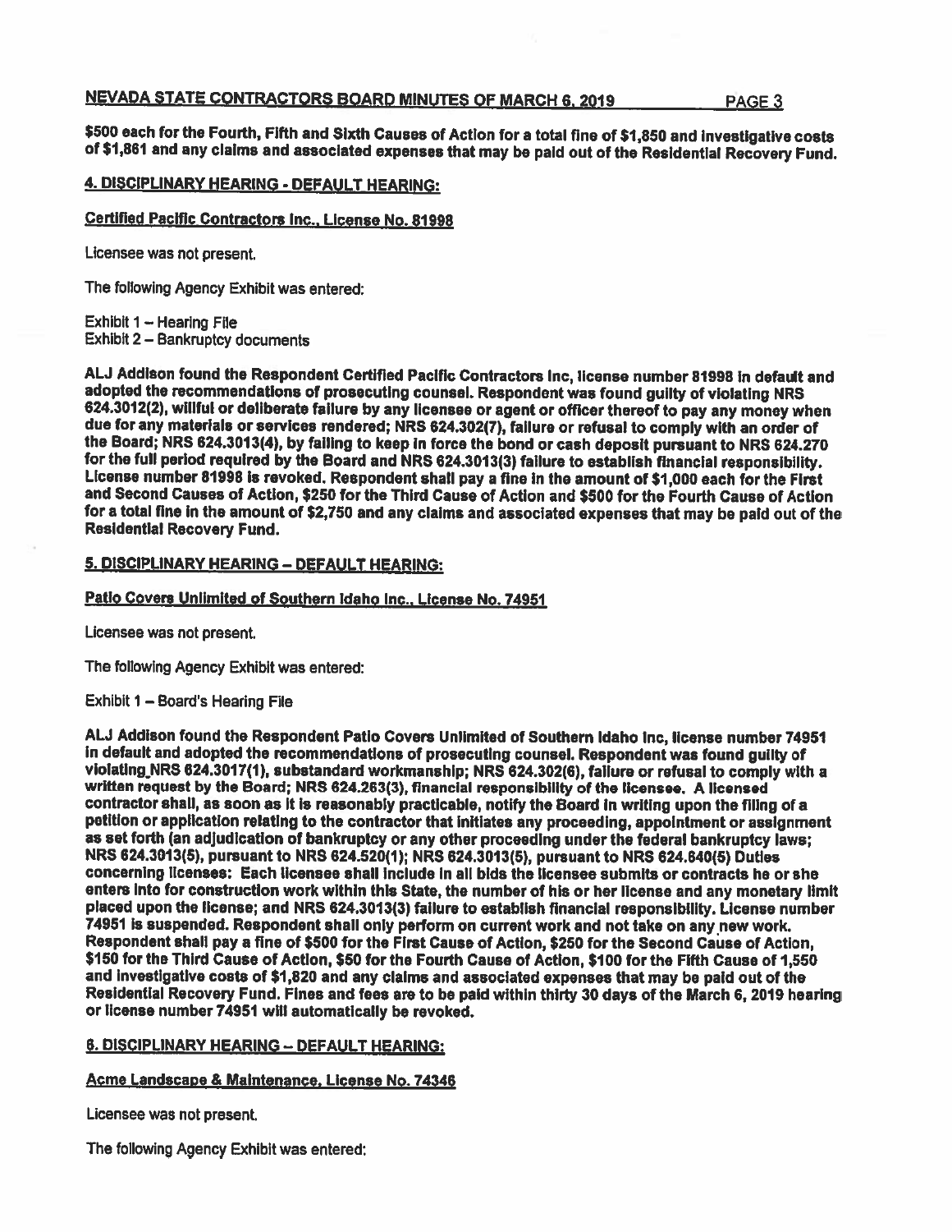**$500 each for the Fourth, Fifth and Sixth Causes of Action for a total fine of $1,850 and investigative costs of $1,861 and any claims and associated expenses that may be paid out of the Residential Recovery Fund.**

**4. DISCIPLINARY HEARING - DEFAULT HEARING:**

**Certified Pacific Contractors Inc., License No. 81998**

Licensee was not present.

The following Agency Exhibit was entered:

Exhibit 1 – Hearing File
Exhibit 2 – Bankruptcy documents

**ALJ Addison found the Respondent Certified Pacific Contractors Inc, license number 81998 in default and adopted the recommendations of prosecuting counsel. Respondent was found guilty of violating NRS 624.3012(2), willful or deliberate failure by any licensee or agent or officer thereof to pay any money when due for any materials or services rendered; NRS 624.302(7), failure or refusal to comply with an order of the Board; NRS 624.3013(4), by failing to keep in force the bond or cash deposit pursuant to NRS 624.270 for the full period required by the Board and NRS 624.3013(3) failure to establish financial responsibility. License number 81998 is revoked. Respondent shall pay a fine in the amount of $1,000 each for the First and Second Causes of Action, $250 for the Third Cause of Action and $500 for the Fourth Cause of Action for a total fine in the amount of $2,750 and any claims and associated expenses that may be paid out of the Residential Recovery Fund.**

**5. DISCIPLINARY HEARING – DEFAULT HEARING:**

**Patio Covers Unlimited of Southern Idaho Inc., License No. 74951**

Licensee was not present.

The following Agency Exhibit was entered:

Exhibit 1 – Board's Hearing File

**ALJ Addison found the Respondent Patio Covers Unlimited of Southern Idaho Inc, license number 74951 in default and adopted the recommendations of prosecuting counsel. Respondent was found guilty of violating NRS 624.3017(1), substandard workmanship; NRS 624.302(6), failure or refusal to comply with a written request by the Board; NRS 624.263(3), financial responsibility of the licensee. A licensed contractor shall, as soon as it is reasonably practicable, notify the Board in writing upon the filing of a petition or application relating to the contractor that initiates any proceeding, appointment or assignment as set forth (an adjudication of bankruptcy or any other proceeding under the federal bankruptcy laws; NRS 624.3013(5), pursuant to NRS 624.520(1); NRS 624.3013(5), pursuant to NRS 624.640(5) Duties concerning licenses: Each licensee shall include in all bids the licensee submits or contracts he or she enters into for construction work within this State, the number of his or her license and any monetary limit placed upon the license; and NRS 624.3013(3) failure to establish financial responsibility. License number 74951 is suspended. Respondent shall only perform on current work and not take on any new work. Respondent shall pay a fine of $500 for the First Cause of Action, $250 for the Second Cause of Action, $150 for the Third Cause of Action, $50 for the Fourth Cause of Action, $100 for the Fifth Cause of 1,550 and investigative costs of $1,820 and any claims and associated expenses that may be paid out of the Residential Recovery Fund. Fines and fees are to be paid within thirty 30 days of the March 6, 2019 hearing or license number 74951 will automatically be revoked.**

**6. DISCIPLINARY HEARING – DEFAULT HEARING:**

**Acme Landscape & Maintenance, License No. 74346**

Licensee was not present.

The following Agency Exhibit was entered: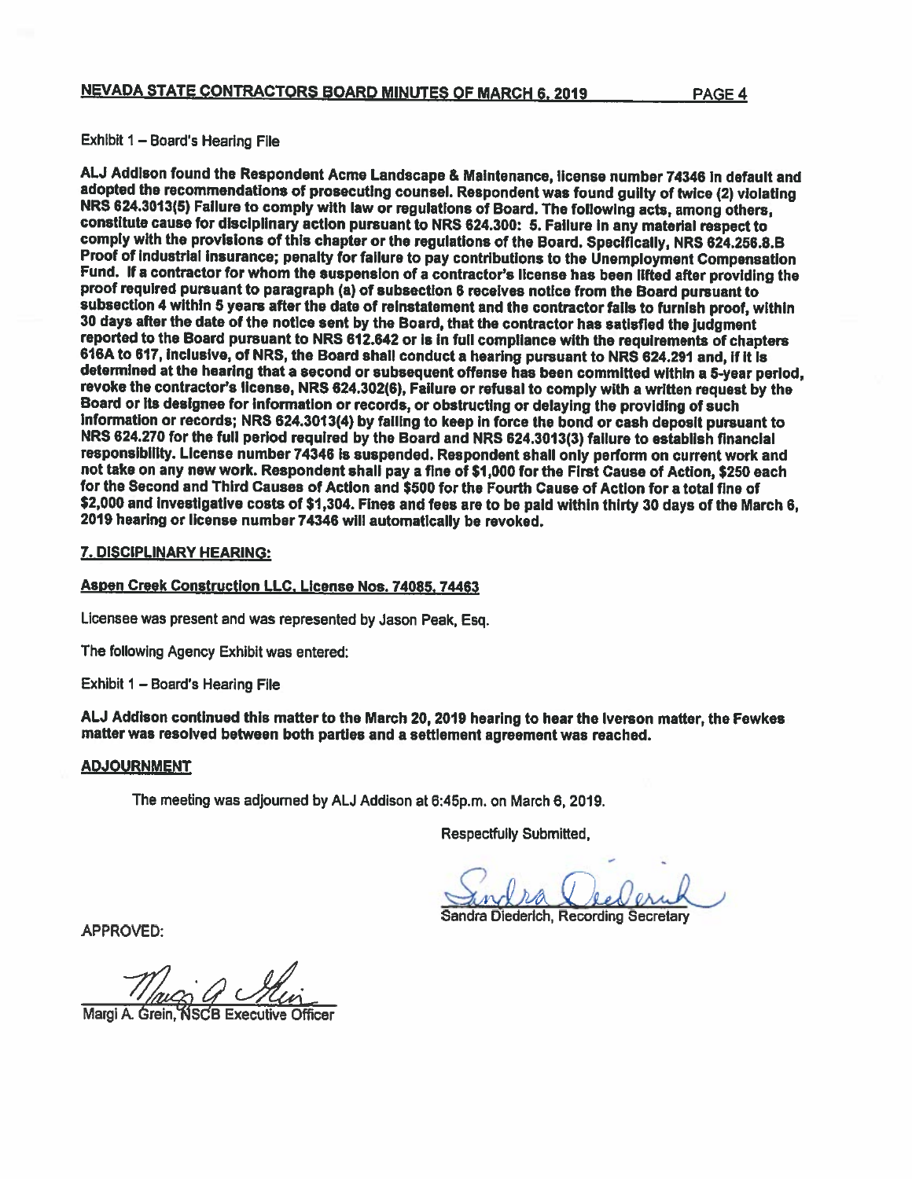Exhibit 1 – Board's Hearing File

**ALJ Addison found the Respondent Acme Landscape & Maintenance, license number 74346 in default and adopted the recommendations of prosecuting counsel. Respondent was found guilty of twice (2) violating NRS 624.3013(5) Failure to comply with law or regulations of Board. The following acts, among others, constitute cause for disciplinary action pursuant to NRS 624.300: 5. Failure in any material respect to comply with the provisions of this chapter or the regulations of the Board. Specifically, NRS 624.256.8.B Proof of industrial insurance; penalty for failure to pay contributions to the Unemployment Compensation Fund. If a contractor for whom the suspension of a contractor's license has been lifted after providing the proof required pursuant to paragraph (a) of subsection 6 receives notice from the Board pursuant to subsection 4 within 5 years after the date of reinstatement and the contractor fails to furnish proof, within 30 days after the date of the notice sent by the Board, that the contractor has satisfied the judgment reported to the Board pursuant to NRS 612.642 or is in full compliance with the requirements of chapters 616A to 617, inclusive, of NRS, the Board shall conduct a hearing pursuant to NRS 624.291 and, if it is determined at the hearing that a second or subsequent offense has been committed within a 5-year period, revoke the contractor's license, NRS 624.302(6), Failure or refusal to comply with a written request by the Board or its designee for information or records, or obstructing or delaying the providing of such information or records; NRS 624.3013(4) by failing to keep in force the bond or cash deposit pursuant to NRS 624.270 for the full period required by the Board and NRS 624.3013(3) failure to establish financial responsibility. License number 74346 is suspended. Respondent shall only perform on current work and not take on any new work. Respondent shall pay a fine of $1,000 for the First Cause of Action, $250 each for the Second and Third Causes of Action and $500 for the Fourth Cause of Action for a total fine of $2,000 and investigative costs of $1,304. Fines and fees are to be paid within thirty 30 days of the March 6, 2019 hearing or license number 74346 will automatically be revoked.**

**7. DISCIPLINARY HEARING:**

**Aspen Creek Construction LLC, License Nos. 74085, 74463**

Licensee was present and was represented by Jason Peak, Esq.

The following Agency Exhibit was entered:

Exhibit 1 – Board's Hearing File

**ALJ Addison continued this matter to the March 20, 2019 hearing to hear the Iverson matter, the Fewkes matter was resolved between both parties and a settlement agreement was reached.**

**ADJOURNMENT**

The meeting was adjourned by ALJ Addison at 6:45p.m. on March 6, 2019.

Respectfully Submitted,

Sandra Diederich, Recording Secretary

APPROVED:

Margi A. Grein, NSCB Executive Officer